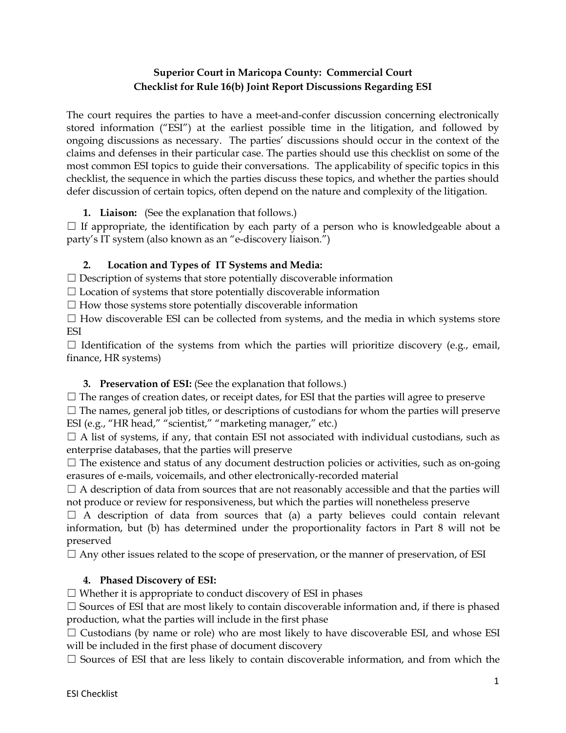**Superior Court in Maricopa County: Commercial Court**
**Checklist for Rule 16(b) Joint Report Discussions Regarding ESI**

The court requires the parties to have a meet-and-confer discussion concerning electronically stored information ("ESI") at the earliest possible time in the litigation, and followed by ongoing discussions as necessary. The parties' discussions should occur in the context of the claims and defenses in their particular case. The parties should use this checklist on some of the most common ESI topics to guide their conversations. The applicability of specific topics in this checklist, the sequence in which the parties discuss these topics, and whether the parties should defer discussion of certain topics, often depend on the nature and complexity of the litigation.

1. **Liaison:** (See the explanation that follows.)

☐ If appropriate, the identification by each party of a person who is knowledgeable about a party's IT system (also known as an "e-discovery liaison.")

2. **Location and Types of IT Systems and Media:**

☐ Description of systems that store potentially discoverable information

☐ Location of systems that store potentially discoverable information

☐ How those systems store potentially discoverable information

☐ How discoverable ESI can be collected from systems, and the media in which systems store ESI

☐ Identification of the systems from which the parties will prioritize discovery (e.g., email, finance, HR systems)

3. **Preservation of ESI:** (See the explanation that follows.)

☐ The ranges of creation dates, or receipt dates, for ESI that the parties will agree to preserve

☐ The names, general job titles, or descriptions of custodians for whom the parties will preserve ESI (e.g., "HR head," "scientist," "marketing manager," etc.)

☐ A list of systems, if any, that contain ESI not associated with individual custodians, such as enterprise databases, that the parties will preserve

☐ The existence and status of any document destruction policies or activities, such as on-going erasures of e-mails, voicemails, and other electronically-recorded material

☐ A description of data from sources that are not reasonably accessible and that the parties will not produce or review for responsiveness, but which the parties will nonetheless preserve

☐ A description of data from sources that (a) a party believes could contain relevant information, but (b) has determined under the proportionality factors in Part 8 will not be preserved

☐ Any other issues related to the scope of preservation, or the manner of preservation, of ESI

4. **Phased Discovery of ESI:**

☐ Whether it is appropriate to conduct discovery of ESI in phases

☐ Sources of ESI that are most likely to contain discoverable information and, if there is phased production, what the parties will include in the first phase

☐ Custodians (by name or role) who are most likely to have discoverable ESI, and whose ESI will be included in the first phase of document discovery

☐ Sources of ESI that are less likely to contain discoverable information, and from which the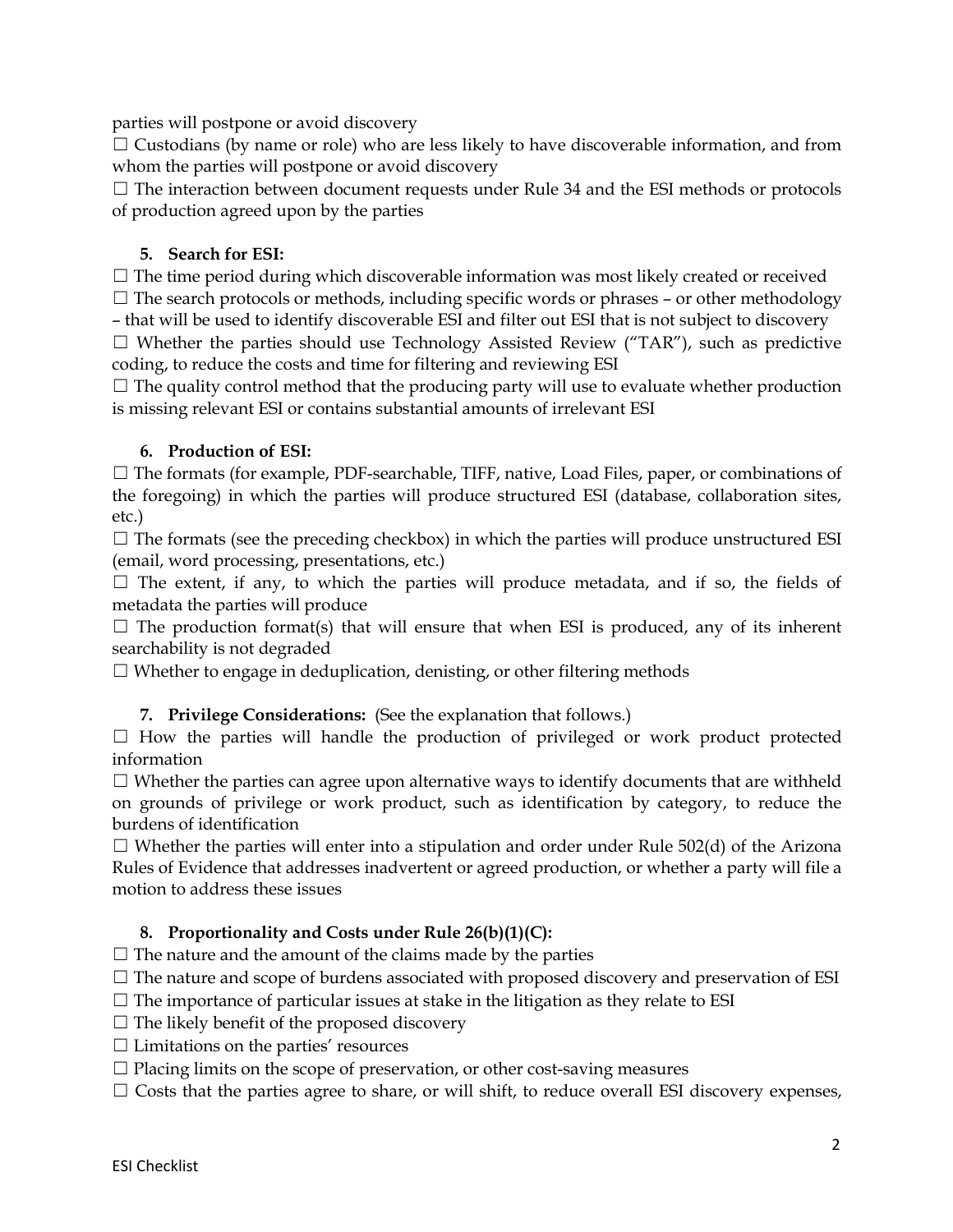parties will postpone or avoid discovery

☐ Custodians (by name or role) who are less likely to have discoverable information, and from whom the parties will postpone or avoid discovery

☐ The interaction between document requests under Rule 34 and the ESI methods or protocols of production agreed upon by the parties

**5. Search for ESI:**

☐ The time period during which discoverable information was most likely created or received

☐ The search protocols or methods, including specific words or phrases – or other methodology – that will be used to identify discoverable ESI and filter out ESI that is not subject to discovery

☐ Whether the parties should use Technology Assisted Review ("TAR"), such as predictive coding, to reduce the costs and time for filtering and reviewing ESI

☐ The quality control method that the producing party will use to evaluate whether production is missing relevant ESI or contains substantial amounts of irrelevant ESI

**6. Production of ESI:**

☐ The formats (for example, PDF-searchable, TIFF, native, Load Files, paper, or combinations of the foregoing) in which the parties will produce structured ESI (database, collaboration sites, etc.)

☐ The formats (see the preceding checkbox) in which the parties will produce unstructured ESI (email, word processing, presentations, etc.)

☐ The extent, if any, to which the parties will produce metadata, and if so, the fields of metadata the parties will produce

☐ The production format(s) that will ensure that when ESI is produced, any of its inherent searchability is not degraded

☐ Whether to engage in deduplication, denisting, or other filtering methods

**7. Privilege Considerations:** (See the explanation that follows.)

☐ How the parties will handle the production of privileged or work product protected information

☐ Whether the parties can agree upon alternative ways to identify documents that are withheld on grounds of privilege or work product, such as identification by category, to reduce the burdens of identification

☐ Whether the parties will enter into a stipulation and order under Rule 502(d) of the Arizona Rules of Evidence that addresses inadvertent or agreed production, or whether a party will file a motion to address these issues

**8. Proportionality and Costs under Rule 26(b)(1)(C):**

☐ The nature and the amount of the claims made by the parties

☐ The nature and scope of burdens associated with proposed discovery and preservation of ESI

☐ The importance of particular issues at stake in the litigation as they relate to ESI

☐ The likely benefit of the proposed discovery

☐ Limitations on the parties' resources

☐ Placing limits on the scope of preservation, or other cost-saving measures

☐ Costs that the parties agree to share, or will shift, to reduce overall ESI discovery expenses,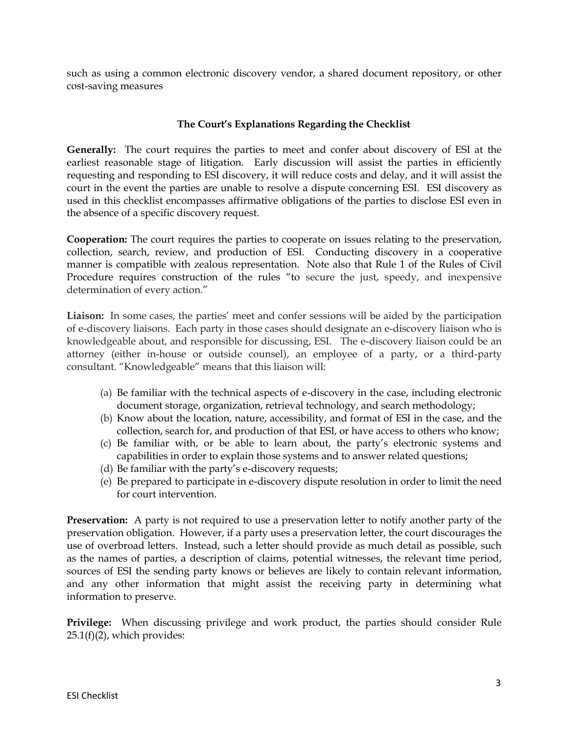such as using a common electronic discovery vendor, a shared document repository, or other cost-saving measures

## The Court's Explanations Regarding the Checklist

**Generally:** The court requires the parties to meet and confer about discovery of ESI at the earliest reasonable stage of litigation. Early discussion will assist the parties in efficiently requesting and responding to ESI discovery, it will reduce costs and delay, and it will assist the court in the event the parties are unable to resolve a dispute concerning ESI. ESI discovery as used in this checklist encompasses affirmative obligations of the parties to disclose ESI even in the absence of a specific discovery request.

**Cooperation:** The court requires the parties to cooperate on issues relating to the preservation, collection, search, review, and production of ESI. Conducting discovery in a cooperative manner is compatible with zealous representation. Note also that Rule 1 of the Rules of Civil Procedure requires construction of the rules "to secure the just, speedy, and inexpensive determination of every action."

**Liaison:** In some cases, the parties' meet and confer sessions will be aided by the participation of e-discovery liaisons. Each party in those cases should designate an e-discovery liaison who is knowledgeable about, and responsible for discussing, ESI. The e-discovery liaison could be an attorney (either in-house or outside counsel), an employee of a party, or a third-party consultant. "Knowledgeable" means that this liaison will:

(a) Be familiar with the technical aspects of e-discovery in the case, including electronic document storage, organization, retrieval technology, and search methodology;
(b) Know about the location, nature, accessibility, and format of ESI in the case, and the collection, search for, and production of that ESI, or have access to others who know;
(c) Be familiar with, or be able to learn about, the party's electronic systems and capabilities in order to explain those systems and to answer related questions;
(d) Be familiar with the party's e-discovery requests;
(e) Be prepared to participate in e-discovery dispute resolution in order to limit the need for court intervention.

**Preservation:** A party is not required to use a preservation letter to notify another party of the preservation obligation. However, if a party uses a preservation letter, the court discourages the use of overbroad letters. Instead, such a letter should provide as much detail as possible, such as the names of parties, a description of claims, potential witnesses, the relevant time period, sources of ESI the sending party knows or believes are likely to contain relevant information, and any other information that might assist the receiving party in determining what information to preserve.

**Privilege:** When discussing privilege and work product, the parties should consider Rule 25.1(f)(2), which provides: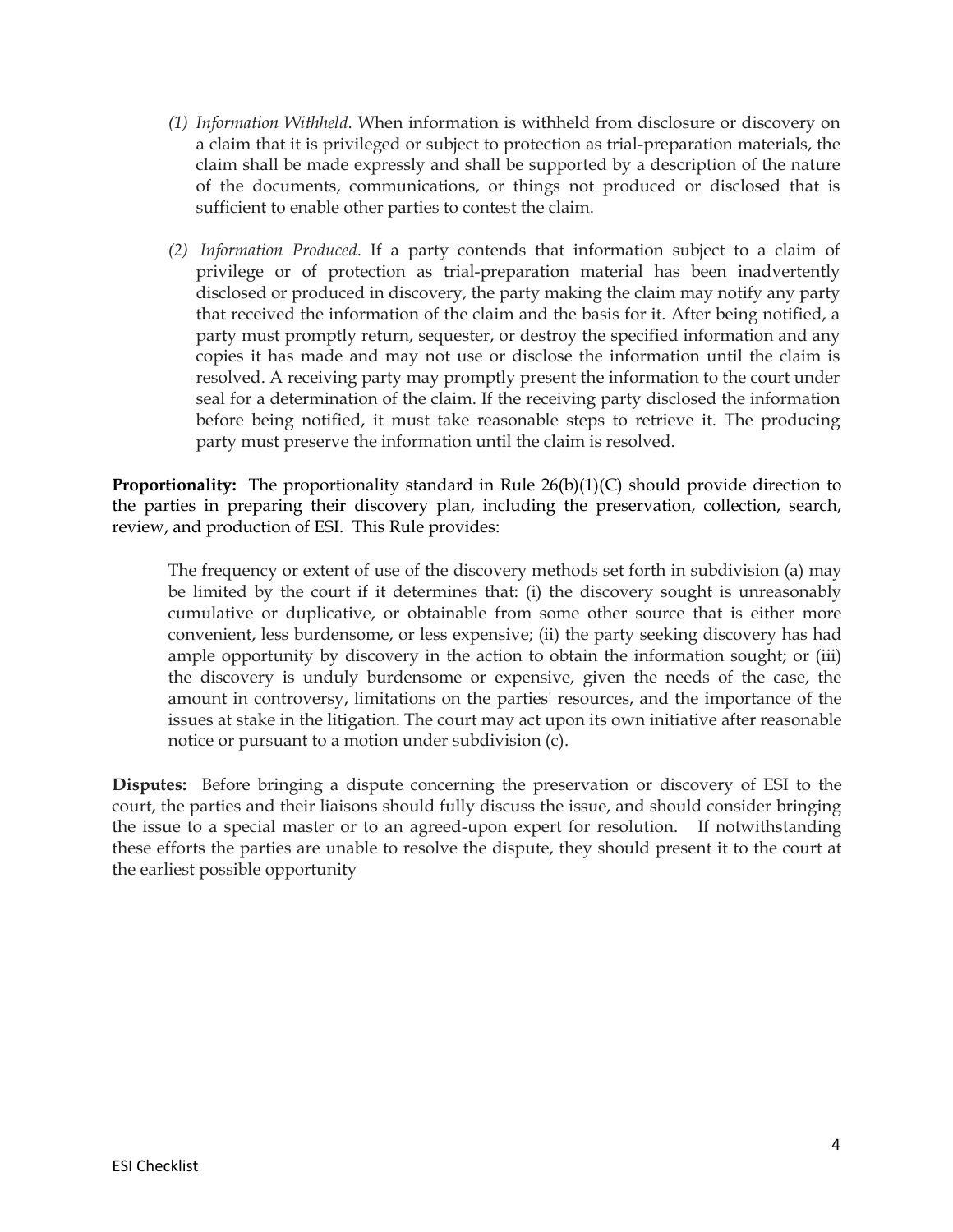(1) *Information Withheld*. When information is withheld from disclosure or discovery on a claim that it is privileged or subject to protection as trial-preparation materials, the claim shall be made expressly and shall be supported by a description of the nature of the documents, communications, or things not produced or disclosed that is sufficient to enable other parties to contest the claim.

(2) *Information Produced*. If a party contends that information subject to a claim of privilege or of protection as trial-preparation material has been inadvertently disclosed or produced in discovery, the party making the claim may notify any party that received the information of the claim and the basis for it. After being notified, a party must promptly return, sequester, or destroy the specified information and any copies it has made and may not use or disclose the information until the claim is resolved. A receiving party may promptly present the information to the court under seal for a determination of the claim. If the receiving party disclosed the information before being notified, it must take reasonable steps to retrieve it. The producing party must preserve the information until the claim is resolved.

**Proportionality:** The proportionality standard in Rule 26(b)(1)(C) should provide direction to the parties in preparing their discovery plan, including the preservation, collection, search, review, and production of ESI. This Rule provides:

> The frequency or extent of use of the discovery methods set forth in subdivision (a) may be limited by the court if it determines that: (i) the discovery sought is unreasonably cumulative or duplicative, or obtainable from some other source that is either more convenient, less burdensome, or less expensive; (ii) the party seeking discovery has had ample opportunity by discovery in the action to obtain the information sought; or (iii) the discovery is unduly burdensome or expensive, given the needs of the case, the amount in controversy, limitations on the parties' resources, and the importance of the issues at stake in the litigation. The court may act upon its own initiative after reasonable notice or pursuant to a motion under subdivision (c).

**Disputes:** Before bringing a dispute concerning the preservation or discovery of ESI to the court, the parties and their liaisons should fully discuss the issue, and should consider bringing the issue to a special master or to an agreed-upon expert for resolution. If notwithstanding these efforts the parties are unable to resolve the dispute, they should present it to the court at the earliest possible opportunity